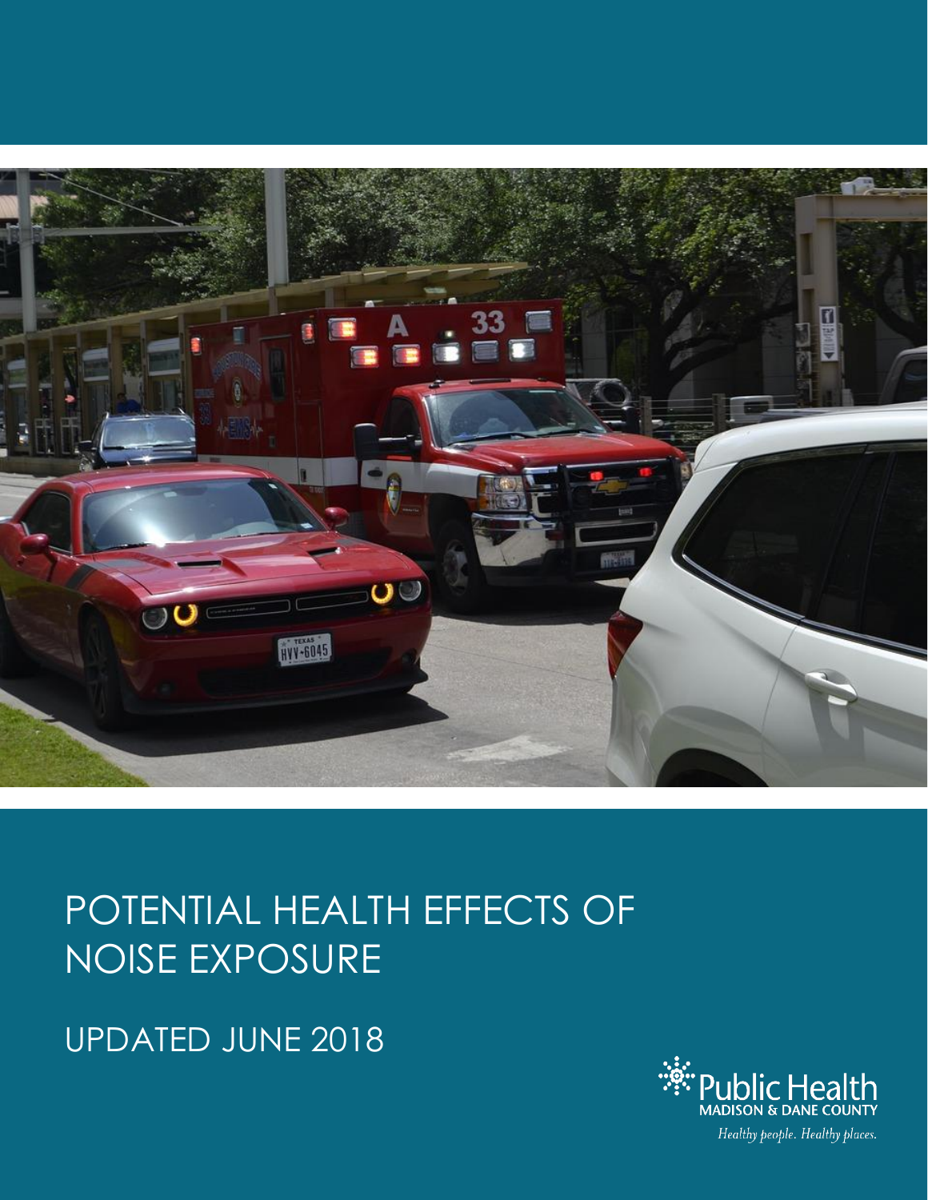# POTENTIAL HEALTH EFFECTS OF NOISE EXPOSURE

UPDATED JUNE 2018

Public Health
MADISON & DANE COUNTY

*Healthy people. Healthy places.*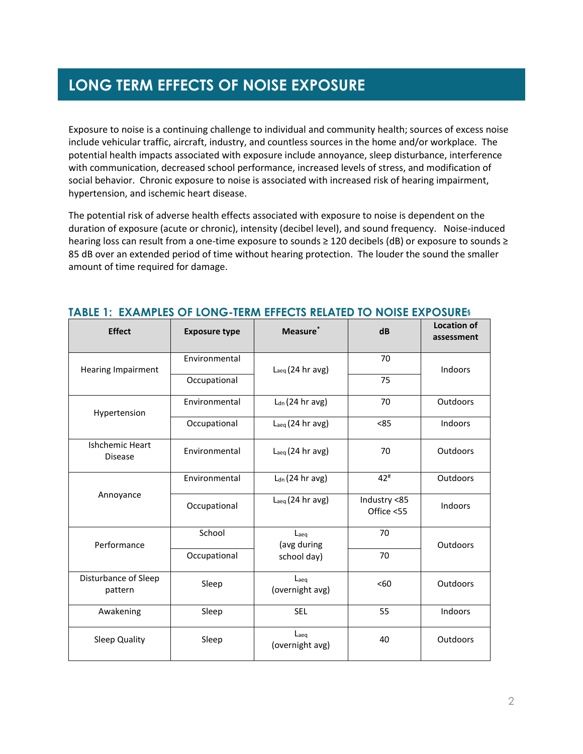## LONG TERM EFFECTS OF NOISE EXPOSURE

Exposure to noise is a continuing challenge to individual and community health; sources of excess noise include vehicular traffic, aircraft, industry, and countless sources in the home and/or workplace. The potential health impacts associated with exposure include annoyance, sleep disturbance, interference with communication, decreased school performance, increased levels of stress, and modification of social behavior. Chronic exposure to noise is associated with increased risk of hearing impairment, hypertension, and ischemic heart disease.

The potential risk of adverse health effects associated with exposure to noise is dependent on the duration of exposure (acute or chronic), intensity (decibel level), and sound frequency. Noise-induced hearing loss can result from a one-time exposure to sounds ≥ 120 decibels (dB) or exposure to sounds ≥ 85 dB over an extended period of time without hearing protection. The louder the sound the smaller amount of time required for damage.

### TABLE 1: EXAMPLES OF LONG-TERM EFFECTS RELATED TO NOISE EXPOSURE[§]

| Effect | Exposure type | Measure[*] | dB | Location of assessment |
|---|---|---|---|---|
| Hearing Impairment | Environmental | $L_{aeq}$ (24 hr avg) | 70 | Indoors |
| | Occupational | | 75 | |
| Hypertension | Environmental | $L_{dn}$ (24 hr avg) | 70 | Outdoors |
| | Occupational | $L_{aeq}$ (24 hr avg) | <85 | Indoors |
| Ishchemic Heart Disease | Environmental | $L_{aeq}$ (24 hr avg) | 70 | Outdoors |
| Annoyance | Environmental | $L_{dn}$ (24 hr avg) | 42[#] | Outdoors |
| | Occupational | $L_{aeq}$ (24 hr avg) | Industry <85<br>Office <55 | Indoors |
| Performance | School | $L_{aeq}$ (avg during school day) | 70 | Outdoors |
| | Occupational | | 70 | |
| Disturbance of Sleep pattern | Sleep | $L_{aeq}$ (overnight avg) | <60 | Outdoors |
| Awakening | Sleep | SEL | 55 | Indoors |
| Sleep Quality | Sleep | $L_{aeq}$ (overnight avg) | 40 | Outdoors |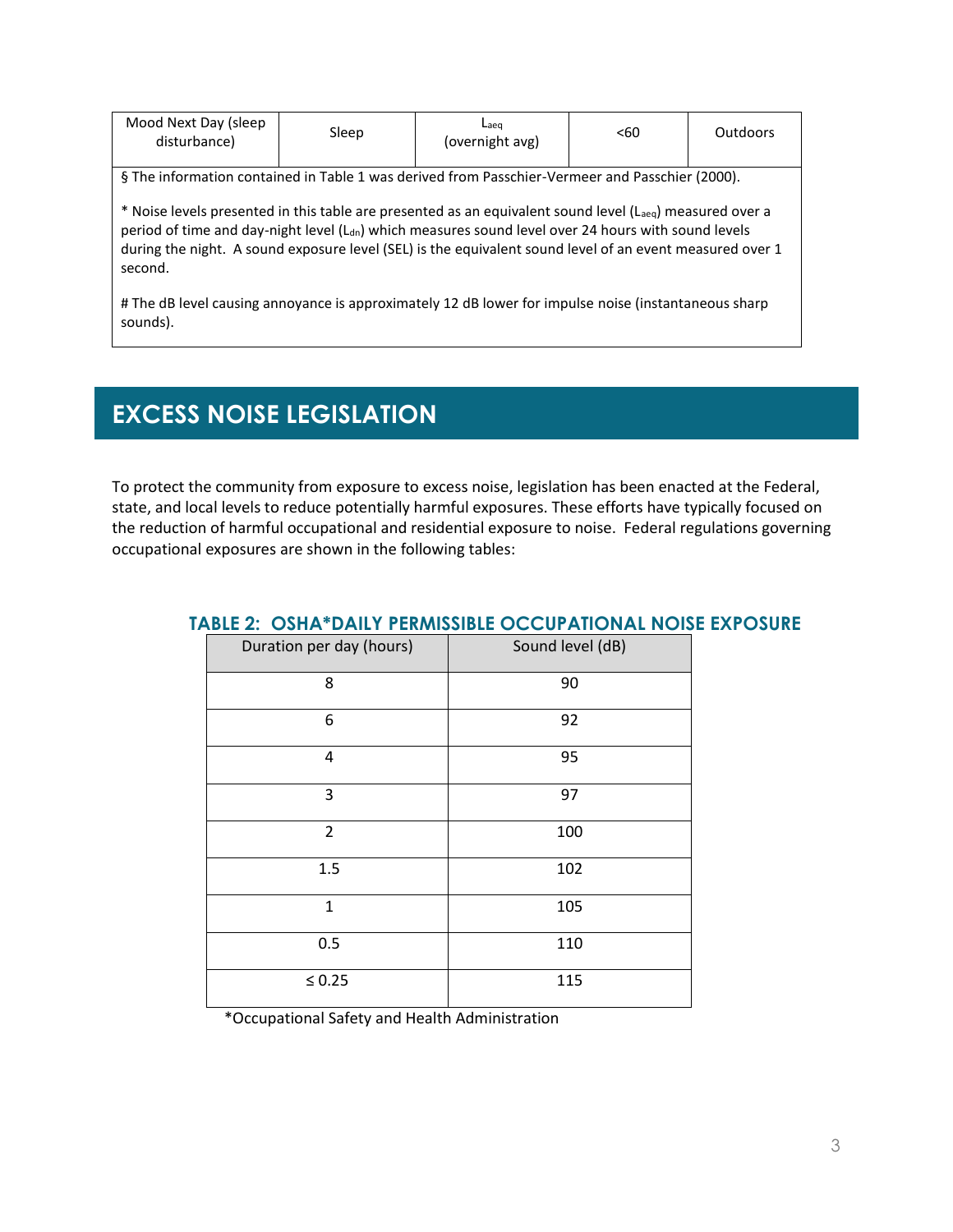| Mood Next Day (sleep disturbance) | Sleep | $L_{aeq}$ (overnight avg) | <60 | Outdoors |
|---|---|---|---|---|

§ The information contained in Table 1 was derived from Passchier-Vermeer and Passchier (2000).

* Noise levels presented in this table are presented as an equivalent sound level ($L_{aeq}$) measured over a period of time and day-night level ($L_{dn}$) which measures sound level over 24 hours with sound levels during the night. A sound exposure level (SEL) is the equivalent sound level of an event measured over 1 second.

# The dB level causing annoyance is approximately 12 dB lower for impulse noise (instantaneous sharp sounds).

## EXCESS NOISE LEGISLATION

To protect the community from exposure to excess noise, legislation has been enacted at the Federal, state, and local levels to reduce potentially harmful exposures. These efforts have typically focused on the reduction of harmful occupational and residential exposure to noise. Federal regulations governing occupational exposures are shown in the following tables:

### TABLE 2: OSHA*DAILY PERMISSIBLE OCCUPATIONAL NOISE EXPOSURE

| Duration per day (hours) | Sound level (dB) |
|---|---|
| 8 | 90 |
| 6 | 92 |
| 4 | 95 |
| 3 | 97 |
| 2 | 100 |
| 1.5 | 102 |
| 1 | 105 |
| 0.5 | 110 |
| ≤ 0.25 | 115 |

*Occupational Safety and Health Administration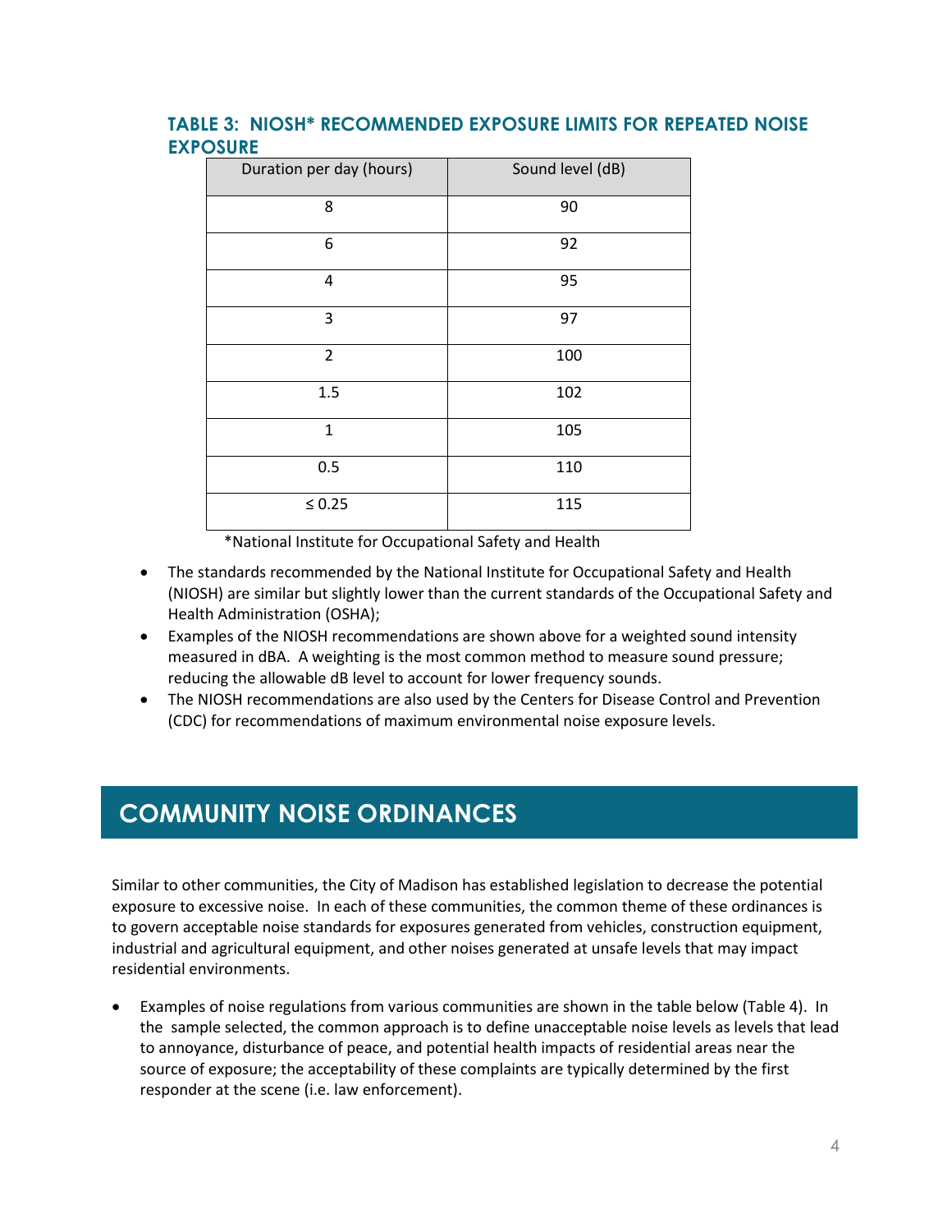### TABLE 3: NIOSH* RECOMMENDED EXPOSURE LIMITS FOR REPEATED NOISE EXPOSURE

| Duration per day (hours) | Sound level (dB) |
|---|---|
| 8 | 90 |
| 6 | 92 |
| 4 | 95 |
| 3 | 97 |
| 2 | 100 |
| 1.5 | 102 |
| 1 | 105 |
| 0.5 | 110 |
| ≤ 0.25 | 115 |

*National Institute for Occupational Safety and Health

- The standards recommended by the National Institute for Occupational Safety and Health (NIOSH) are similar but slightly lower than the current standards of the Occupational Safety and Health Administration (OSHA);
- Examples of the NIOSH recommendations are shown above for a weighted sound intensity measured in dBA. A weighting is the most common method to measure sound pressure; reducing the allowable dB level to account for lower frequency sounds.
- The NIOSH recommendations are also used by the Centers for Disease Control and Prevention (CDC) for recommendations of maximum environmental noise exposure levels.

## COMMUNITY NOISE ORDINANCES

Similar to other communities, the City of Madison has established legislation to decrease the potential exposure to excessive noise. In each of these communities, the common theme of these ordinances is to govern acceptable noise standards for exposures generated from vehicles, construction equipment, industrial and agricultural equipment, and other noises generated at unsafe levels that may impact residential environments.

- Examples of noise regulations from various communities are shown in the table below (Table 4). In the sample selected, the common approach is to define unacceptable noise levels as levels that lead to annoyance, disturbance of peace, and potential health impacts of residential areas near the source of exposure; the acceptability of these complaints are typically determined by the first responder at the scene (i.e. law enforcement).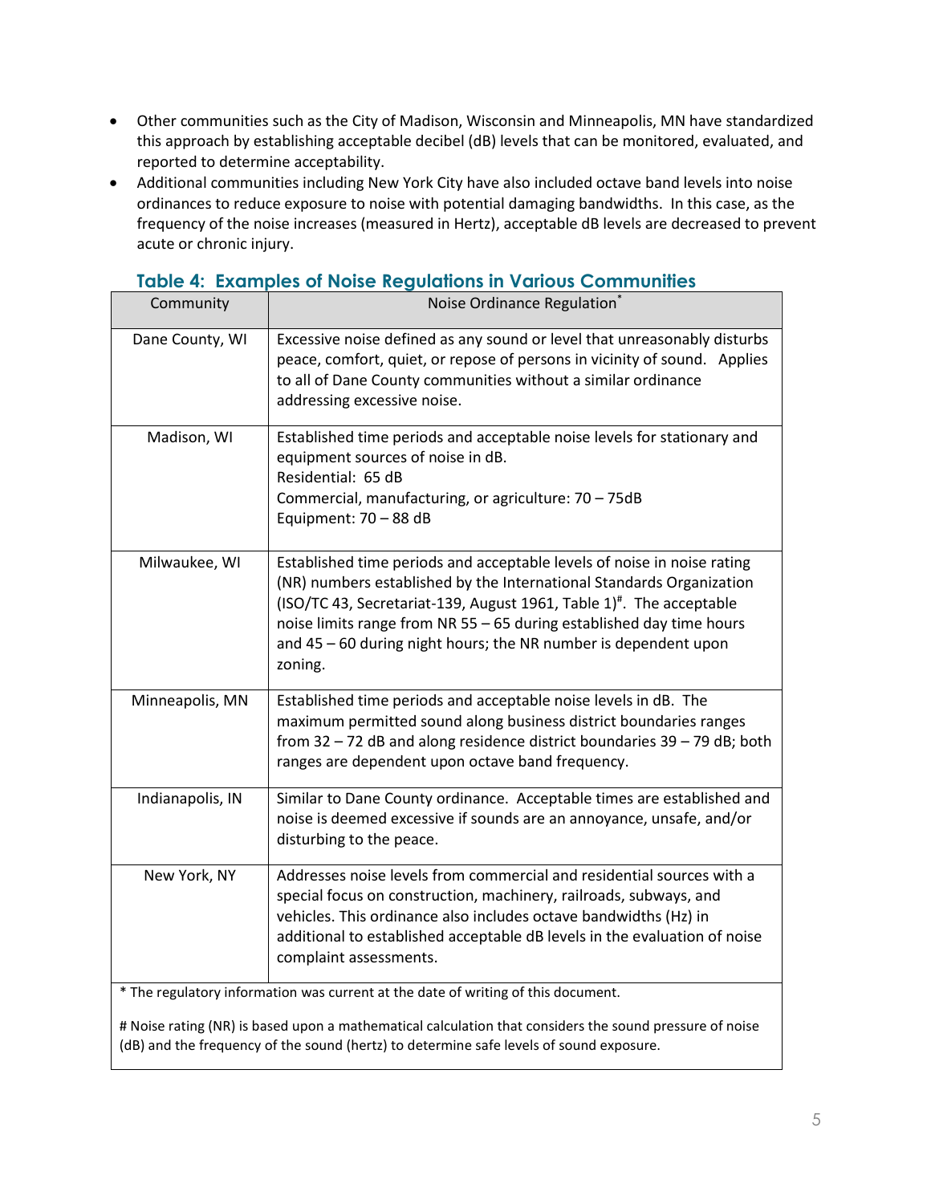- Other communities such as the City of Madison, Wisconsin and Minneapolis, MN have standardized this approach by establishing acceptable decibel (dB) levels that can be monitored, evaluated, and reported to determine acceptability.
- Additional communities including New York City have also included octave band levels into noise ordinances to reduce exposure to noise with potential damaging bandwidths. In this case, as the frequency of the noise increases (measured in Hertz), acceptable dB levels are decreased to prevent acute or chronic injury.

### Table 4: Examples of Noise Regulations in Various Communities

| Community | Noise Ordinance Regulation* |
|---|---|
| Dane County, WI | Excessive noise defined as any sound or level that unreasonably disturbs peace, comfort, quiet, or repose of persons in vicinity of sound. Applies to all of Dane County communities without a similar ordinance addressing excessive noise. |
| Madison, WI | Established time periods and acceptable noise levels for stationary and equipment sources of noise in dB.<br>Residential: 65 dB<br>Commercial, manufacturing, or agriculture: 70 – 75dB<br>Equipment: 70 – 88 dB |
| Milwaukee, WI | Established time periods and acceptable levels of noise in noise rating (NR) numbers established by the International Standards Organization (ISO/TC 43, Secretariat-139, August 1961, Table 1)#. The acceptable noise limits range from NR 55 – 65 during established day time hours and 45 – 60 during night hours; the NR number is dependent upon zoning. |
| Minneapolis, MN | Established time periods and acceptable noise levels in dB. The maximum permitted sound along business district boundaries ranges from 32 – 72 dB and along residence district boundaries 39 – 79 dB; both ranges are dependent upon octave band frequency. |
| Indianapolis, IN | Similar to Dane County ordinance. Acceptable times are established and noise is deemed excessive if sounds are an annoyance, unsafe, and/or disturbing to the peace. |
| New York, NY | Addresses noise levels from commercial and residential sources with a special focus on construction, machinery, railroads, subways, and vehicles. This ordinance also includes octave bandwidths (Hz) in additional to established acceptable dB levels in the evaluation of noise complaint assessments. |

* The regulatory information was current at the date of writing of this document.

# Noise rating (NR) is based upon a mathematical calculation that considers the sound pressure of noise (dB) and the frequency of the sound (hertz) to determine safe levels of sound exposure.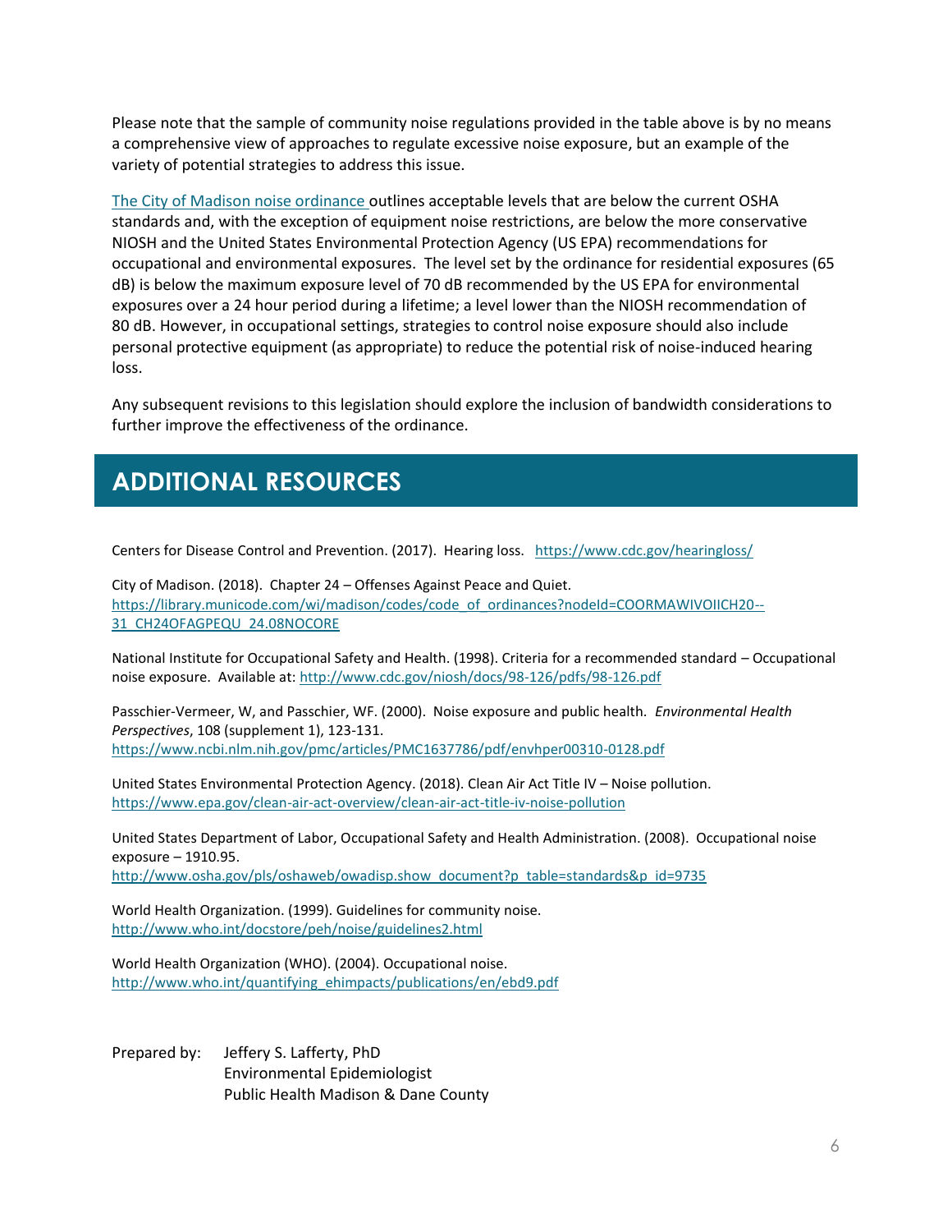Please note that the sample of community noise regulations provided in the table above is by no means a comprehensive view of approaches to regulate excessive noise exposure, but an example of the variety of potential strategies to address this issue.

The City of Madison noise ordinance outlines acceptable levels that are below the current OSHA standards and, with the exception of equipment noise restrictions, are below the more conservative NIOSH and the United States Environmental Protection Agency (US EPA) recommendations for occupational and environmental exposures. The level set by the ordinance for residential exposures (65 dB) is below the maximum exposure level of 70 dB recommended by the US EPA for environmental exposures over a 24 hour period during a lifetime; a level lower than the NIOSH recommendation of 80 dB. However, in occupational settings, strategies to control noise exposure should also include personal protective equipment (as appropriate) to reduce the potential risk of noise-induced hearing loss.

Any subsequent revisions to this legislation should explore the inclusion of bandwidth considerations to further improve the effectiveness of the ordinance.

## ADDITIONAL RESOURCES

Centers for Disease Control and Prevention. (2017). Hearing loss. https://www.cdc.gov/hearingloss/

City of Madison. (2018). Chapter 24 – Offenses Against Peace and Quiet. https://library.municode.com/wi/madison/codes/code_of_ordinances?nodeId=COORMAWIVOIICH20--31_CH24OFAGPEQU_24.08NOCORE

National Institute for Occupational Safety and Health. (1998). Criteria for a recommended standard – Occupational noise exposure. Available at: http://www.cdc.gov/niosh/docs/98-126/pdfs/98-126.pdf

Passchier-Vermeer, W, and Passchier, WF. (2000). Noise exposure and public health. *Environmental Health Perspectives*, 108 (supplement 1), 123-131. https://www.ncbi.nlm.nih.gov/pmc/articles/PMC1637786/pdf/envhper00310-0128.pdf

United States Environmental Protection Agency. (2018). Clean Air Act Title IV – Noise pollution. https://www.epa.gov/clean-air-act-overview/clean-air-act-title-iv-noise-pollution

United States Department of Labor, Occupational Safety and Health Administration. (2008). Occupational noise exposure – 1910.95. http://www.osha.gov/pls/oshaweb/owadisp.show_document?p_table=standards&p_id=9735

World Health Organization. (1999). Guidelines for community noise. http://www.who.int/docstore/peh/noise/guidelines2.html

World Health Organization (WHO). (2004). Occupational noise. http://www.who.int/quantifying_ehimpacts/publications/en/ebd9.pdf

Prepared by: Jeffery S. Lafferty, PhD
Environmental Epidemiologist
Public Health Madison & Dane County